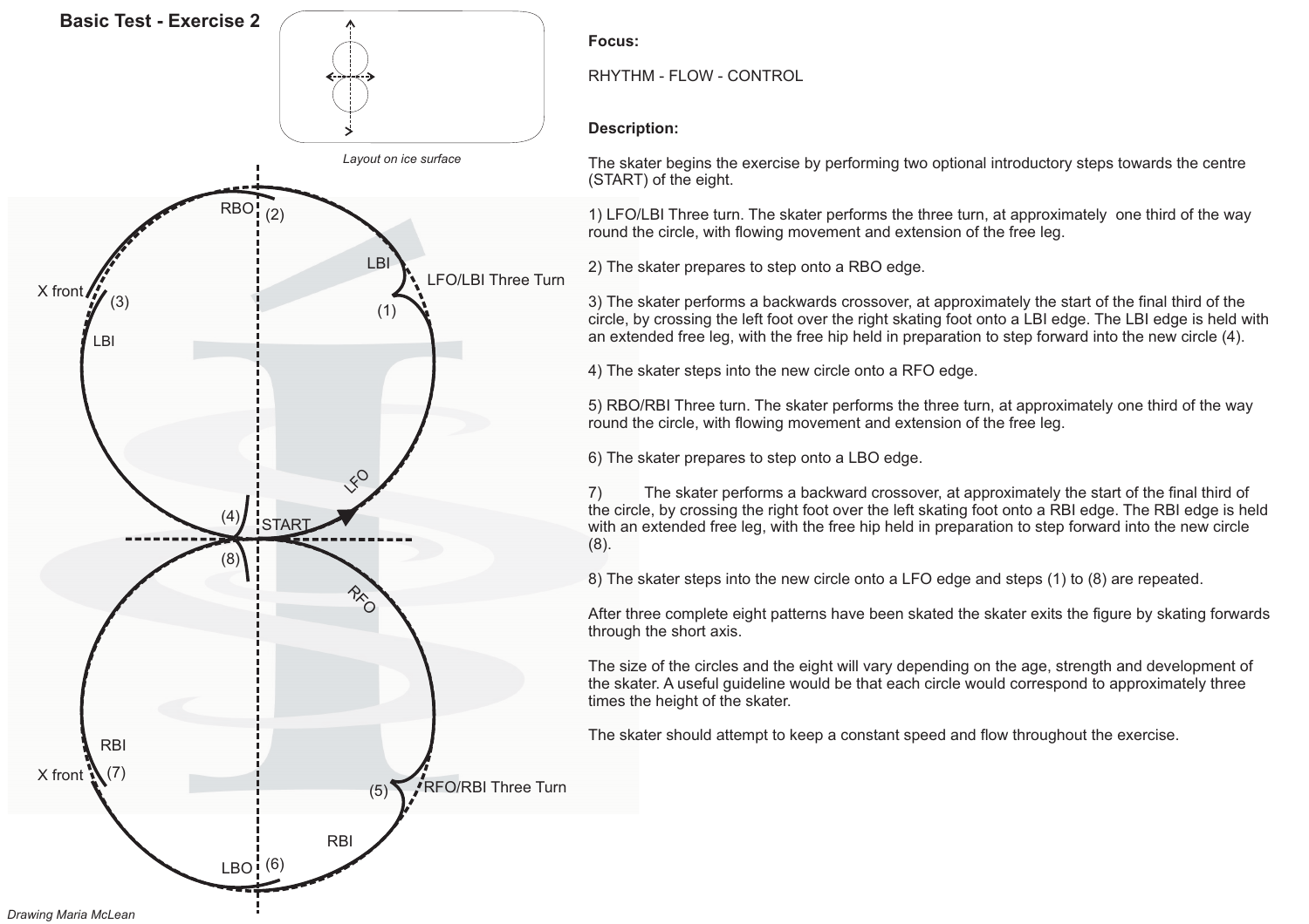# Basic Test - Exercise 2

*Layout on ice surface*

X front (3) LBI

RBO (2)

LBI

LFO/LBI Three Turn (1)

LFO

(4) START

(8)

RFO

RBI

X front (7)

(5) RFO/RBI Three Turn

RBI

LBO (6)

*Drawing Maria McLean*

**Focus:**

RHYTHM - FLOW - CONTROL

**Description:**

The skater begins the exercise by performing two optional introductory steps towards the centre (START) of the eight.

1) LFO/LBI Three turn. The skater performs the three turn, at approximately one third of the way round the circle, with flowing movement and extension of the free leg.

2) The skater prepares to step onto a RBO edge.

3) The skater performs a backwards crossover, at approximately the start of the final third of the circle, by crossing the left foot over the right skating foot onto a LBI edge. The LBI edge is held with an extended free leg, with the free hip held in preparation to step forward into the new circle (4).

4) The skater steps into the new circle onto a RFO edge.

5) RBO/RBI Three turn. The skater performs the three turn, at approximately one third of the way round the circle, with flowing movement and extension of the free leg.

6) The skater prepares to step onto a LBO edge.

7) The skater performs a backward crossover, at approximately the start of the final third of the circle, by crossing the right foot over the left skating foot onto a RBI edge. The RBI edge is held with an extended free leg, with the free hip held in preparation to step forward into the new circle (8).

8) The skater steps into the new circle onto a LFO edge and steps (1) to (8) are repeated.

After three complete eight patterns have been skated the skater exits the figure by skating forwards through the short axis.

The size of the circles and the eight will vary depending on the age, strength and development of the skater. A useful guideline would be that each circle would correspond to approximately three times the height of the skater.

The skater should attempt to keep a constant speed and flow throughout the exercise.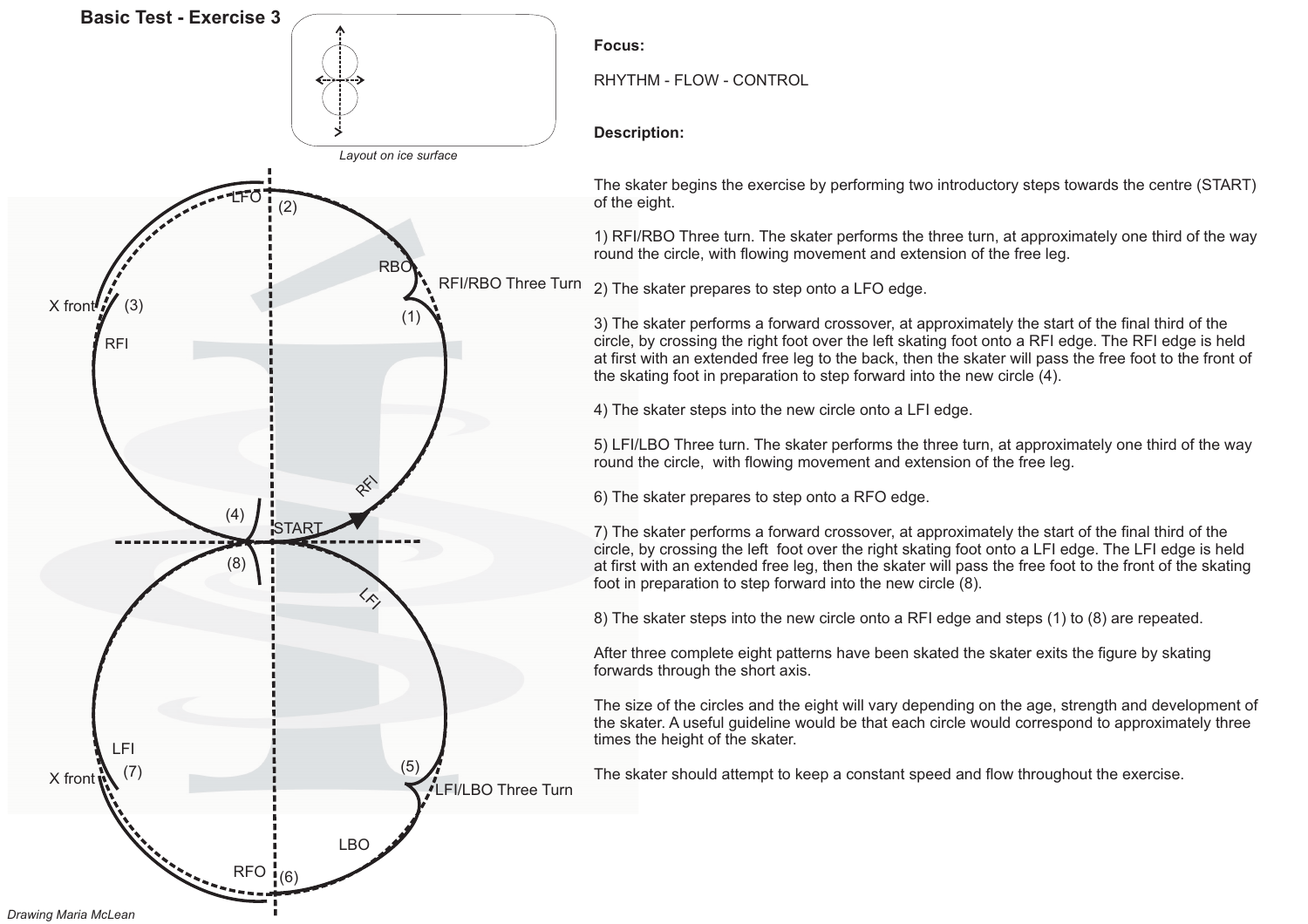## Basic Test - Exercise 3

*Layout on ice surface*

**Focus:**

RHYTHM - FLOW - CONTROL

**Description:**

The skater begins the exercise by performing two introductory steps towards the centre (START) of the eight.

1) RFI/RBO Three turn. The skater performs the three turn, at approximately one third of the way round the circle, with flowing movement and extension of the free leg.

2) The skater prepares to step onto a LFO edge.

3) The skater performs a forward crossover, at approximately the start of the final third of the circle, by crossing the right foot over the left skating foot onto a RFI edge. The RFI edge is held at first with an extended free leg to the back, then the skater will pass the free foot to the front of the skating foot in preparation to step forward into the new circle (4).

4) The skater steps into the new circle onto a LFI edge.

5) LFI/LBO Three turn. The skater performs the three turn, at approximately one third of the way round the circle, with flowing movement and extension of the free leg.

6) The skater prepares to step onto a RFO edge.

7) The skater performs a forward crossover, at approximately the start of the final third of the circle, by crossing the left foot over the right skating foot onto a LFI edge. The LFI edge is held at first with an extended free leg, then the skater will pass the free foot to the front of the skating foot in preparation to step forward into the new circle (8).

8) The skater steps into the new circle onto a RFI edge and steps (1) to (8) are repeated.

After three complete eight patterns have been skated the skater exits the figure by skating forwards through the short axis.

The size of the circles and the eight will vary depending on the age, strength and development of the skater. A useful guideline would be that each circle would correspond to approximately three times the height of the skater.

The skater should attempt to keep a constant speed and flow throughout the exercise.

LFO (2) · RBO · RFI/RBO Three Turn (1) · X front (3) RFI · RFI · (4) START (8) · LFI · LFI · X front (7) · (5) LFI/LBO Three Turn · LBO · RFO (6)

*Drawing Maria McLean*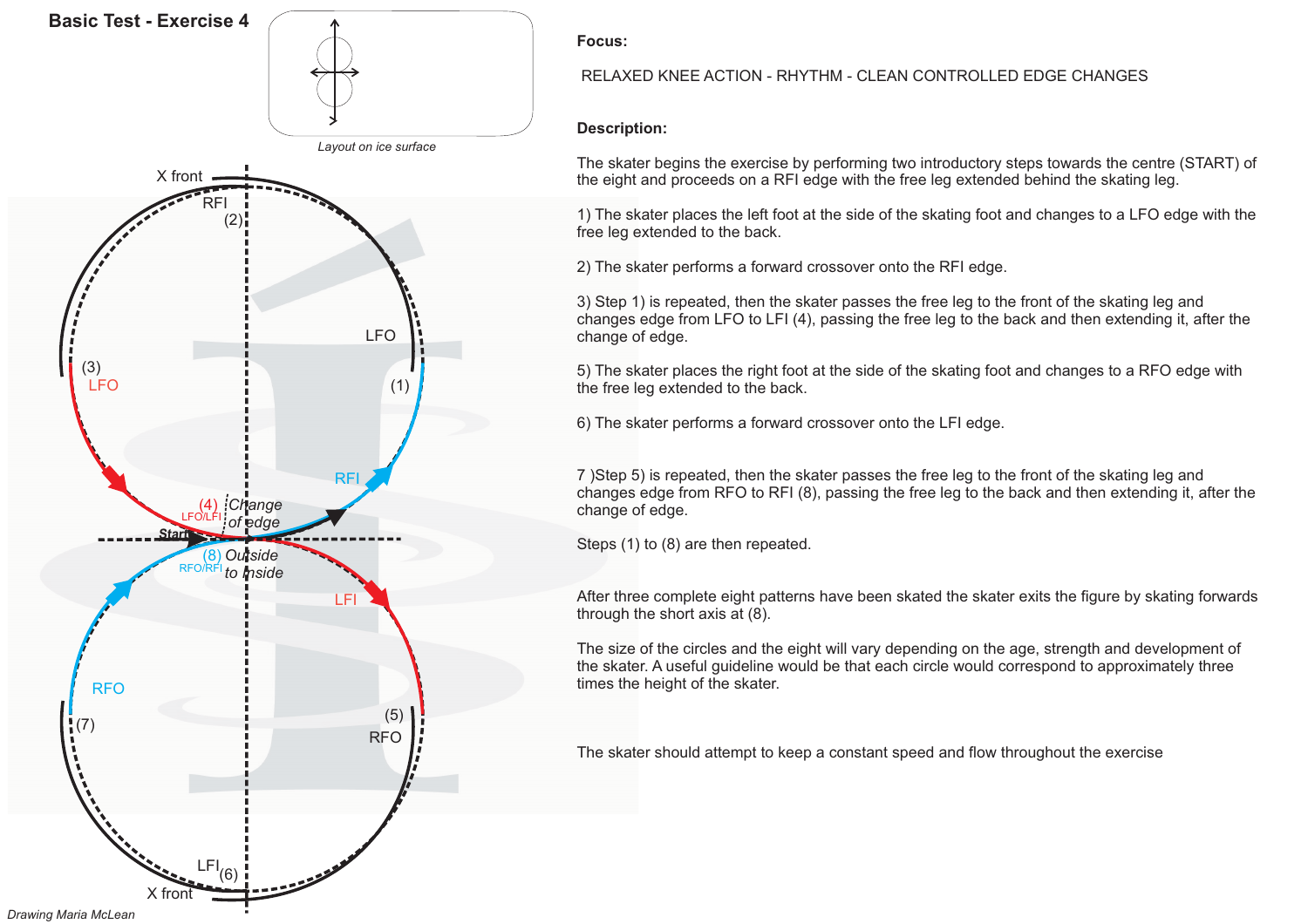# Basic Test - Exercise 4

Layout on ice surface

X front

RFI (2)

LFO

(1)

(3) LFO

RFI

(4) LFO/LFI Change of edge

Start

(8) RFO/RFI Outside to inside

LFI

RFO (7)

(5) RFO

LFI (6)

X front

Drawing Maria McLean

**Focus:**

RELAXED KNEE ACTION - RHYTHM - CLEAN CONTROLLED EDGE CHANGES

**Description:**

The skater begins the exercise by performing two introductory steps towards the centre (START) of the eight and proceeds on a RFI edge with the free leg extended behind the skating leg.

1) The skater places the left foot at the side of the skating foot and changes to a LFO edge with the free leg extended to the back.

2) The skater performs a forward crossover onto the RFI edge.

3) Step 1) is repeated, then the skater passes the free leg to the front of the skating leg and changes edge from LFO to LFI (4), passing the free leg to the back and then extending it, after the change of edge.

5) The skater places the right foot at the side of the skating foot and changes to a RFO edge with the free leg extended to the back.

6) The skater performs a forward crossover onto the LFI edge.

7 )Step 5) is repeated, then the skater passes the free leg to the front of the skating leg and changes edge from RFO to RFI (8), passing the free leg to the back and then extending it, after the change of edge.

Steps (1) to (8) are then repeated.

After three complete eight patterns have been skated the skater exits the figure by skating forwards through the short axis at (8).

The size of the circles and the eight will vary depending on the age, strength and development of the skater. A useful guideline would be that each circle would correspond to approximately three times the height of the skater.

The skater should attempt to keep a constant speed and flow throughout the exercise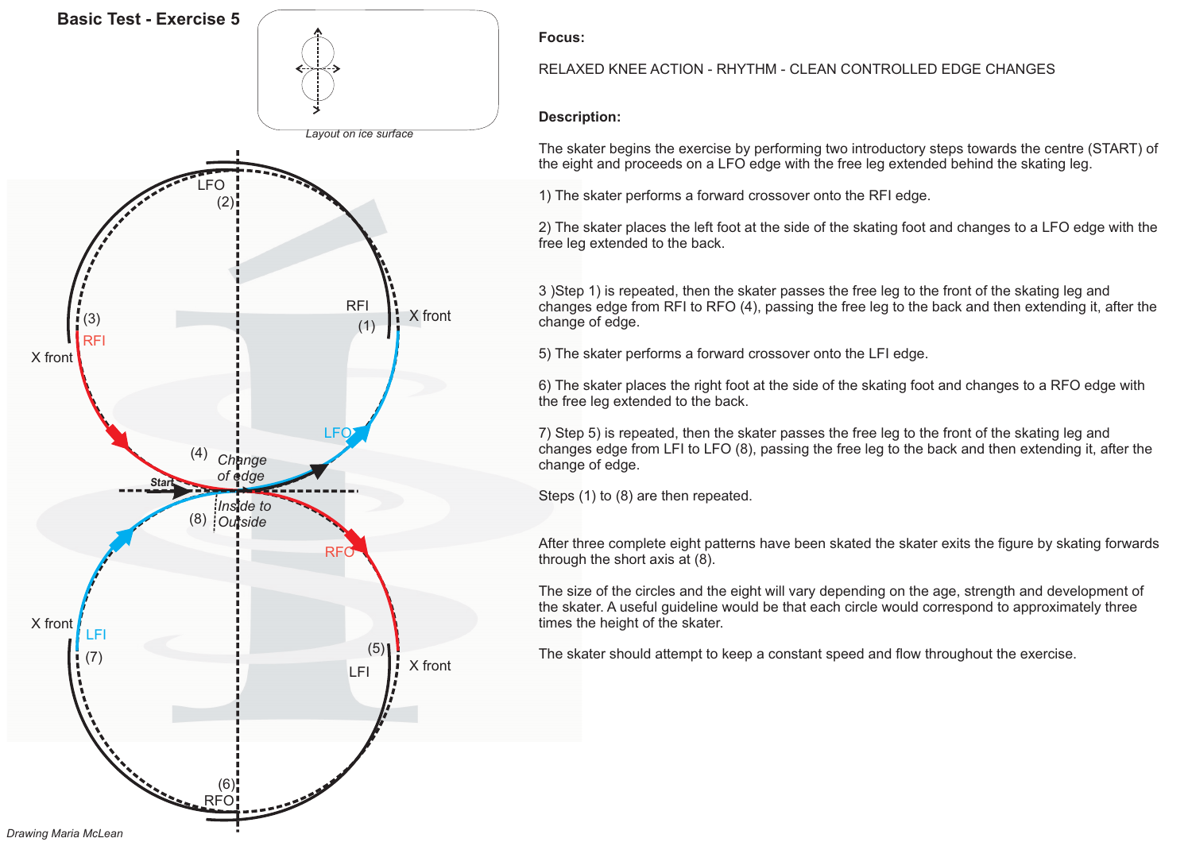# Basic Test - Exercise 5

**Focus:**

RELAXED KNEE ACTION - RHYTHM - CLEAN CONTROLLED EDGE CHANGES

**Description:**

The skater begins the exercise by performing two introductory steps towards the centre (START) of the eight and proceeds on a LFO edge with the free leg extended behind the skating leg.

1) The skater performs a forward crossover onto the RFI edge.

2) The skater places the left foot at the side of the skating foot and changes to a LFO edge with the free leg extended to the back.

3 )Step 1) is repeated, then the skater passes the free leg to the front of the skating leg and changes edge from RFI to RFO (4), passing the free leg to the back and then extending it, after the change of edge.

5) The skater performs a forward crossover onto the LFI edge.

6) The skater places the right foot at the side of the skating foot and changes to a RFO edge with the free leg extended to the back.

7) Step 5) is repeated, then the skater passes the free leg to the front of the skating leg and changes edge from LFI to LFO (8), passing the free leg to the back and then extending it, after the change of edge.

Steps (1) to (8) are then repeated.

After three complete eight patterns have been skated the skater exits the figure by skating forwards through the short axis at (8).

The size of the circles and the eight will vary depending on the age, strength and development of the skater. A useful guideline would be that each circle would correspond to approximately three times the height of the skater.

The skater should attempt to keep a constant speed and flow throughout the exercise.

*Drawing Maria McLean*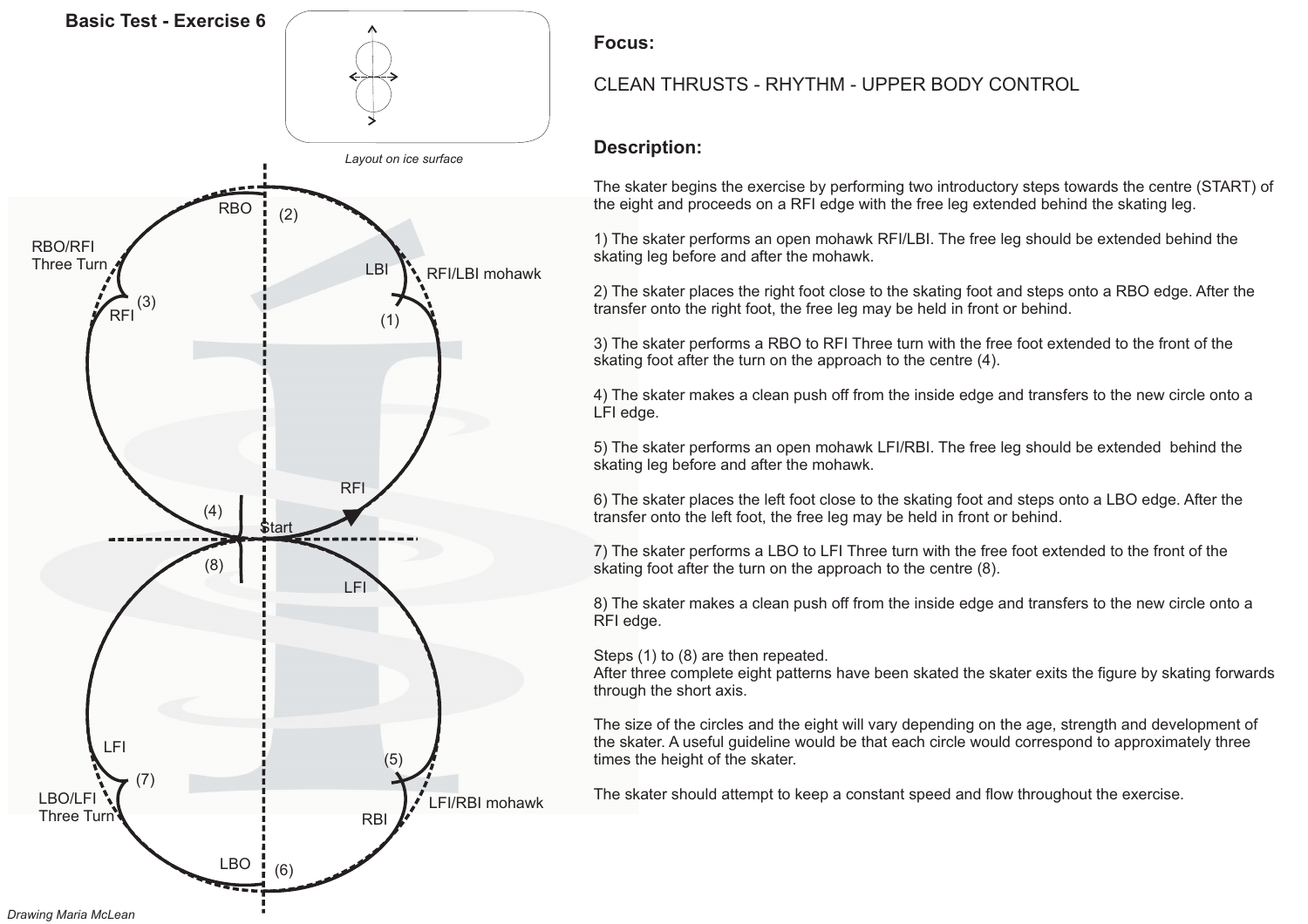## Basic Test - Exercise 6

*Layout on ice surface*

RBO (2)

RBO/RFI Three Turn

LBI

RFI/LBI mohawk

RFI (3)

(1)

RFI

(4)

Start

(8)

LFI

LFI

(5)

(7)

LBO/LFI Three Turn

LFI/RBI mohawk

RBI

LBO (6)

*Drawing Maria McLean*

### Focus:

CLEAN THRUSTS - RHYTHM - UPPER BODY CONTROL

### Description:

The skater begins the exercise by performing two introductory steps towards the centre (START) of the eight and proceeds on a RFI edge with the free leg extended behind the skating leg.

1) The skater performs an open mohawk RFI/LBI. The free leg should be extended behind the skating leg before and after the mohawk.

2) The skater places the right foot close to the skating foot and steps onto a RBO edge. After the transfer onto the right foot, the free leg may be held in front or behind.

3) The skater performs a RBO to RFI Three turn with the free foot extended to the front of the skating foot after the turn on the approach to the centre (4).

4) The skater makes a clean push off from the inside edge and transfers to the new circle onto a LFI edge.

5) The skater performs an open mohawk LFI/RBI. The free leg should be extended behind the skating leg before and after the mohawk.

6) The skater places the left foot close to the skating foot and steps onto a LBO edge. After the transfer onto the left foot, the free leg may be held in front or behind.

7) The skater performs a LBO to LFI Three turn with the free foot extended to the front of the skating foot after the turn on the approach to the centre (8).

8) The skater makes a clean push off from the inside edge and transfers to the new circle onto a RFI edge.

Steps (1) to (8) are then repeated.
After three complete eight patterns have been skated the skater exits the figure by skating forwards through the short axis.

The size of the circles and the eight will vary depending on the age, strength and development of the skater. A useful guideline would be that each circle would correspond to approximately three times the height of the skater.

The skater should attempt to keep a constant speed and flow throughout the exercise.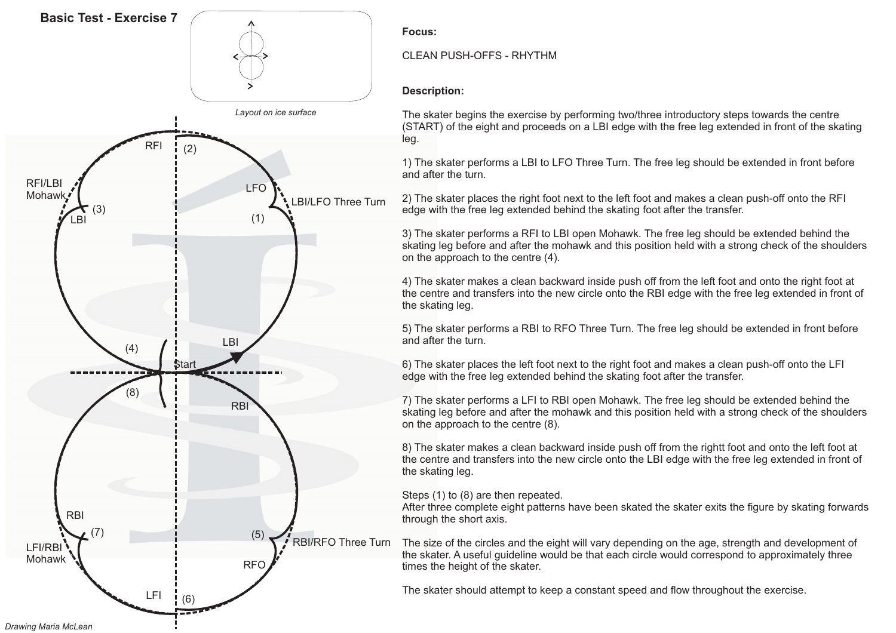# Basic Test - Exercise 7

*Layout on ice surface*

RFI (2)

RFI/LBI Mohawk (3) LBI

LFO (1) LBI/LFO Three Turn

(4) LBI Start

(8) RBI

RBI (7) LFI/RBI Mohawk

(5) RBI/RFO Three Turn RFO

LFI (6)

*Drawing Maria McLean*

**Focus:**

CLEAN PUSH-OFFS - RHYTHM

**Description:**

The skater begins the exercise by performing two/three introductory steps towards the centre (START) of the eight and proceeds on a LBI edge with the free leg extended in front of the skating leg.

1) The skater performs a LBI to LFO Three Turn. The free leg should be extended in front before and after the turn.

2) The skater places the right foot next to the left foot and makes a clean push-off onto the RFI edge with the free leg extended behind the skating foot after the transfer.

3) The skater performs a RFI to LBI open Mohawk. The free leg should be extended behind the skating leg before and after the mohawk and this position held with a strong check of the shoulders on the approach to the centre (4).

4) The skater makes a clean backward inside push off from the left foot and onto the right foot at the centre and transfers into the new circle onto the RBI edge with the free leg extended in front of the skating leg.

5) The skater performs a RBI to RFO Three Turn. The free leg should be extended in front before and after the turn.

6) The skater places the left foot next to the right foot and makes a clean push-off onto the LFI edge with the free leg extended behind the skating foot after the transfer.

7) The skater performs a LFI to RBI open Mohawk. The free leg should be extended behind the skating leg before and after the mohawk and this position held with a strong check of the shoulders on the approach to the centre (8).

8) The skater makes a clean backward inside push off from the rightt foot and onto the left foot at the centre and transfers into the new circle onto the LBI edge with the free leg extended in front of the skating leg.

Steps (1) to (8) are then repeated.
After three complete eight patterns have been skated the skater exits the figure by skating forwards through the short axis.

The size of the circles and the eight will vary depending on the age, strength and development of the skater. A useful guideline would be that each circle would correspond to approximately three times the height of the skater.

The skater should attempt to keep a constant speed and flow throughout the exercise.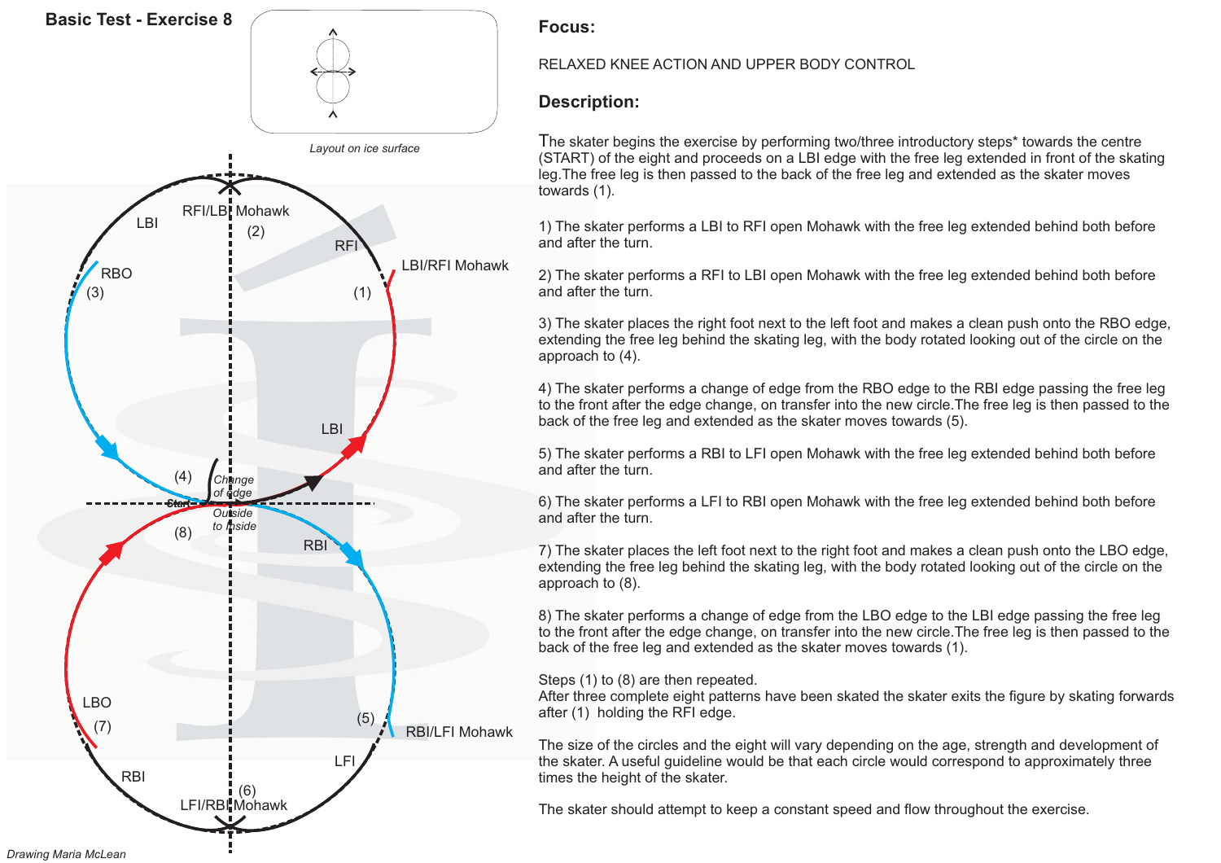## Basic Test - Exercise 8

*Layout on ice surface*

## Focus:

RELAXED KNEE ACTION AND UPPER BODY CONTROL

## Description:

The skater begins the exercise by performing two/three introductory steps* towards the centre (START) of the eight and proceeds on a LBI edge with the free leg extended in front of the skating leg.The free leg is then passed to the back of the free leg and extended as the skater moves towards (1).

1) The skater performs a LBI to RFI open Mohawk with the free leg extended behind both before and after the turn.

2) The skater performs a RFI to LBI open Mohawk with the free leg extended behind both before and after the turn.

3) The skater places the right foot next to the left foot and makes a clean push onto the RBO edge, extending the free leg behind the skating leg, with the body rotated looking out of the circle on the approach to (4).

4) The skater performs a change of edge from the RBO edge to the RBI edge passing the free leg to the front after the edge change, on transfer into the new circle.The free leg is then passed to the back of the free leg and extended as the skater moves towards (5).

5) The skater performs a RBI to LFI open Mohawk with the free leg extended behind both before and after the turn.

6) The skater performs a LFI to RBI open Mohawk with the free leg extended behind both before and after the turn.

7) The skater places the left foot next to the right foot and makes a clean push onto the LBO edge, extending the free leg behind the skating leg, with the body rotated looking out of the circle on the approach to (8).

8) The skater performs a change of edge from the LBO edge to the LBI edge passing the free leg to the front after the edge change, on transfer into the new circle.The free leg is then passed to the back of the free leg and extended as the skater moves towards (1).

Steps (1) to (8) are then repeated.
After three complete eight patterns have been skated the skater exits the figure by skating forwards after (1) holding the RFI edge.

The size of the circles and the eight will vary depending on the age, strength and development of the skater. A useful guideline would be that each circle would correspond to approximately three times the height of the skater.

The skater should attempt to keep a constant speed and flow throughout the exercise.

*Drawing Maria McLean*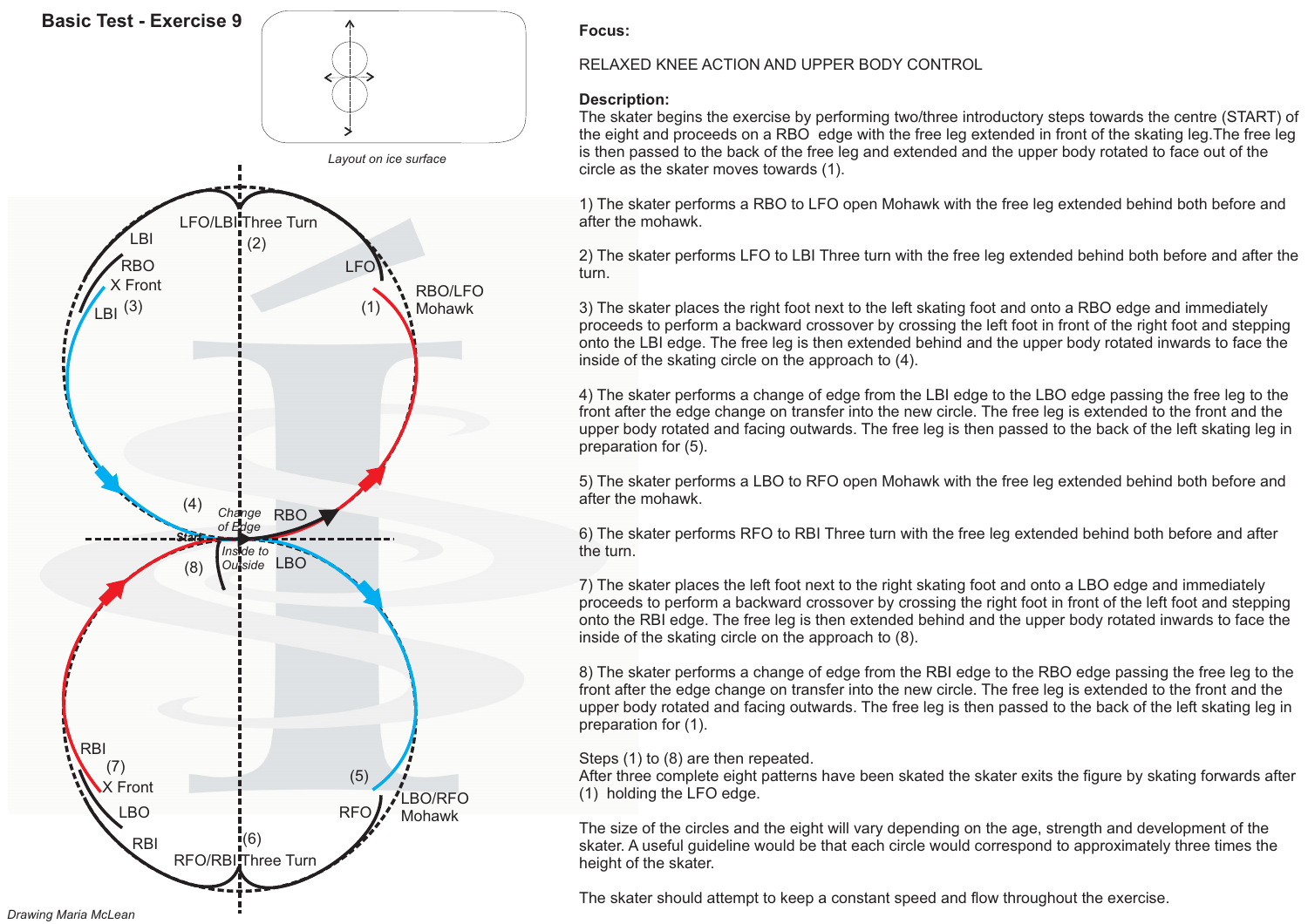## Basic Test - Exercise 9

*Layout on ice surface*

LFO/LBI Three Turn
(2)
LBI
RBO
X Front
LBI (3)
LFO
(1)
RBO/LFO
Mohawk
(4)
Change of Edge
RBO
Start
Inside to Outside
(8)
LBO
RBI
(7)
X Front
LBO
RBI
(5)
RFO
LBO/RFO
Mohawk
(6)
RFO/RBI Three Turn

*Drawing Maria McLean*

**Focus:**

RELAXED KNEE ACTION AND UPPER BODY CONTROL

**Description:**
The skater begins the exercise by performing two/three introductory steps towards the centre (START) of the eight and proceeds on a RBO edge with the free leg extended in front of the skating leg.The free leg is then passed to the back of the free leg and extended and the upper body rotated to face out of the circle as the skater moves towards (1).

1) The skater performs a RBO to LFO open Mohawk with the free leg extended behind both before and after the mohawk.

2) The skater performs LFO to LBI Three turn with the free leg extended behind both before and after the turn.

3) The skater places the right foot next to the left skating foot and onto a RBO edge and immediately proceeds to perform a backward crossover by crossing the left foot in front of the right foot and stepping onto the LBI edge. The free leg is then extended behind and the upper body rotated inwards to face the inside of the skating circle on the approach to (4).

4) The skater performs a change of edge from the LBI edge to the LBO edge passing the free leg to the front after the edge change on transfer into the new circle. The free leg is extended to the front and the upper body rotated and facing outwards. The free leg is then passed to the back of the left skating leg in preparation for (5).

5) The skater performs a LBO to RFO open Mohawk with the free leg extended behind both before and after the mohawk.

6) The skater performs RFO to RBI Three turn with the free leg extended behind both before and after the turn.

7) The skater places the left foot next to the right skating foot and onto a LBO edge and immediately proceeds to perform a backward crossover by crossing the right foot in front of the left foot and stepping onto the RBI edge. The free leg is then extended behind and the upper body rotated inwards to face the inside of the skating circle on the approach to (8).

8) The skater performs a change of edge from the RBI edge to the RBO edge passing the free leg to the front after the edge change on transfer into the new circle. The free leg is extended to the front and the upper body rotated and facing outwards. The free leg is then passed to the back of the left skating leg in preparation for (1).

Steps (1) to (8) are then repeated.
After three complete eight patterns have been skated the skater exits the figure by skating forwards after (1) holding the LFO edge.

The size of the circles and the eight will vary depending on the age, strength and development of the skater. A useful guideline would be that each circle would correspond to approximately three times the height of the skater.

The skater should attempt to keep a constant speed and flow throughout the exercise.